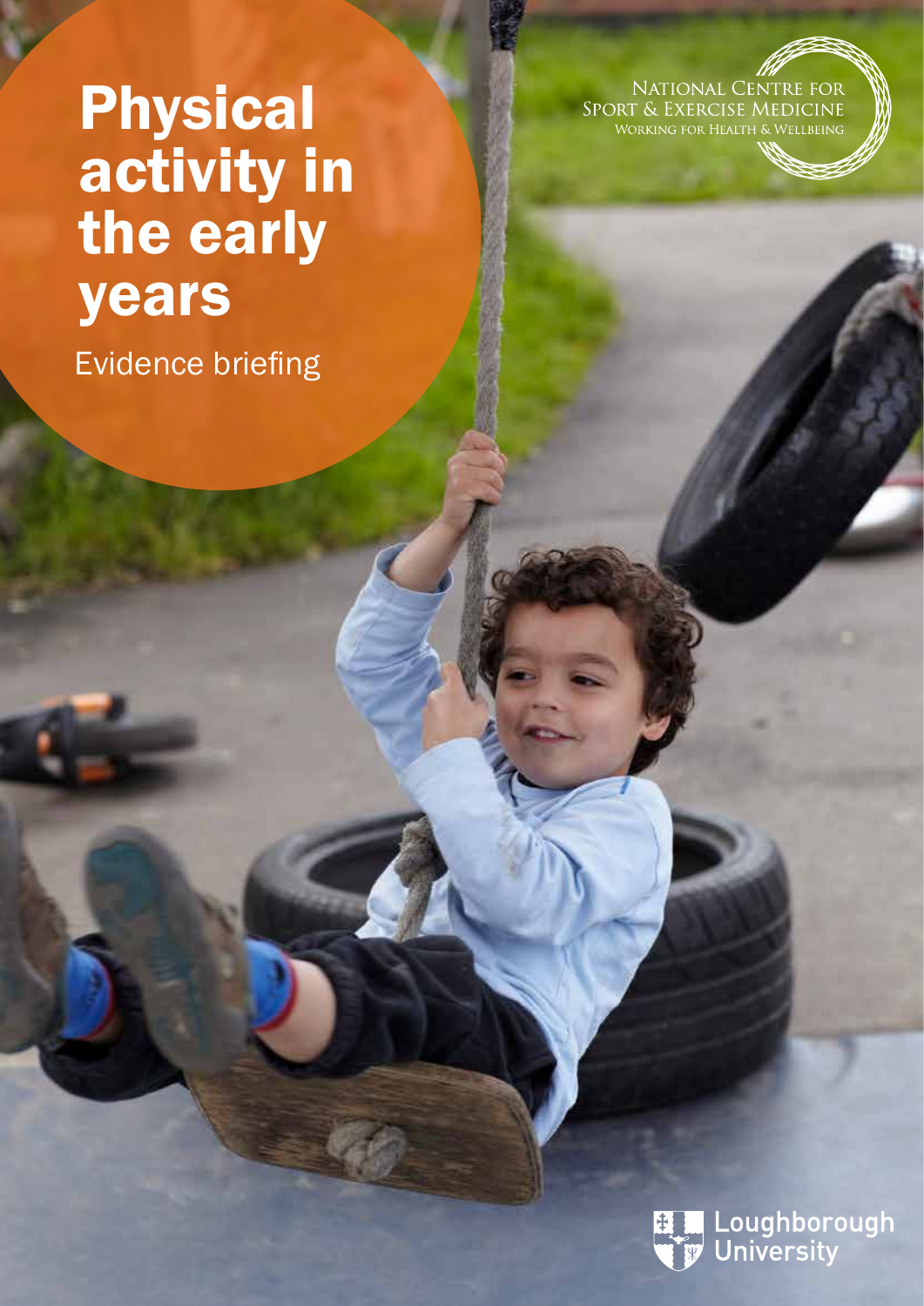# Physical activity in the early years

Evidence briefing

NATIONAL CENTRE FOR SPORT & EXERCISE MEDICINE
WORKING FOR HEALTH & WELLBEING

Loughborough University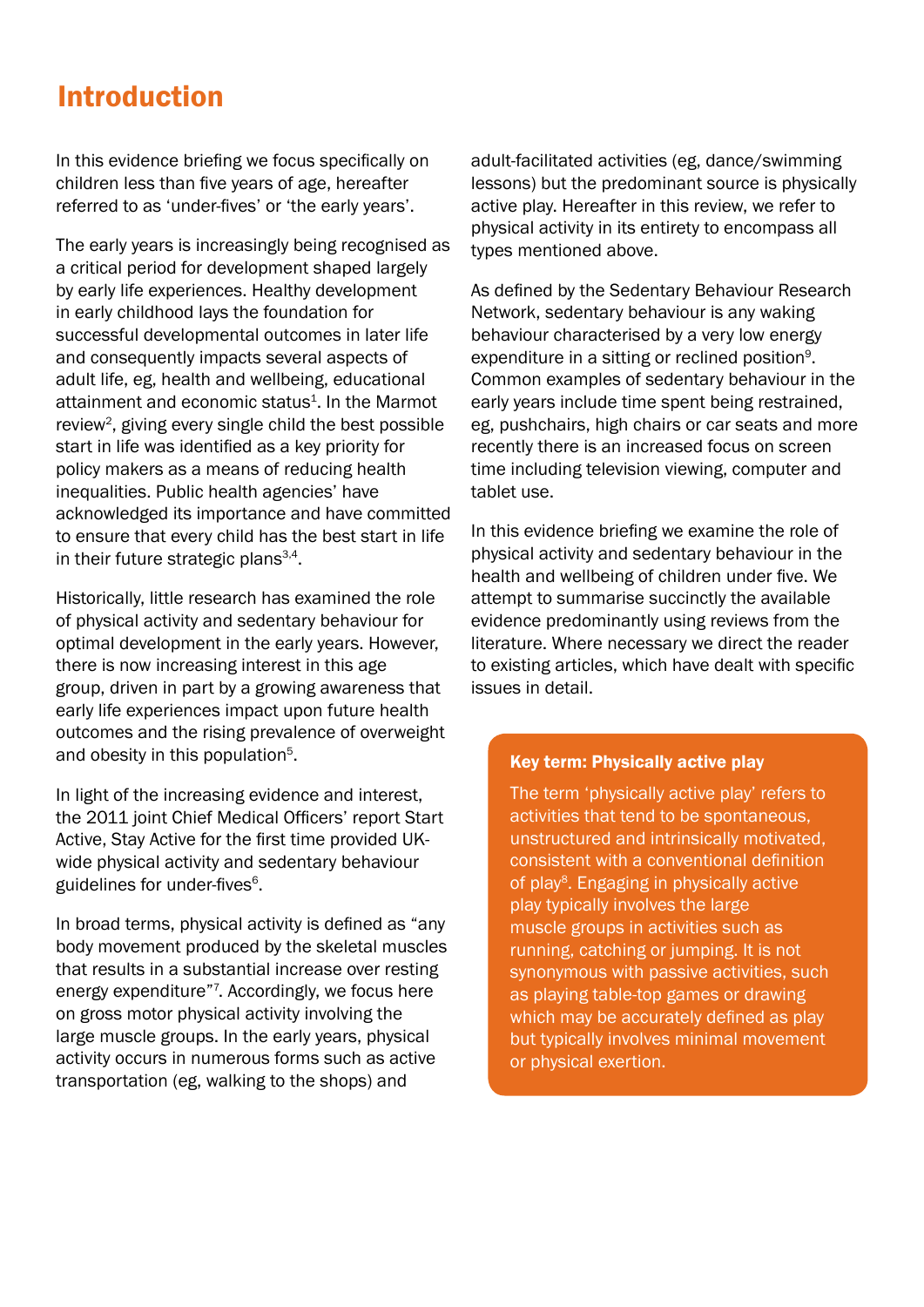# Introduction

In this evidence briefing we focus specifically on children less than five years of age, hereafter referred to as 'under-fives' or 'the early years'.

The early years is increasingly being recognised as a critical period for development shaped largely by early life experiences. Healthy development in early childhood lays the foundation for successful developmental outcomes in later life and consequently impacts several aspects of adult life, eg, health and wellbeing, educational attainment and economic status[1]. In the Marmot review[2], giving every single child the best possible start in life was identified as a key priority for policy makers as a means of reducing health inequalities. Public health agencies' have acknowledged its importance and have committed to ensure that every child has the best start in life in their future strategic plans[3,4].

Historically, little research has examined the role of physical activity and sedentary behaviour for optimal development in the early years. However, there is now increasing interest in this age group, driven in part by a growing awareness that early life experiences impact upon future health outcomes and the rising prevalence of overweight and obesity in this population[5].

In light of the increasing evidence and interest, the 2011 joint Chief Medical Officers' report Start Active, Stay Active for the first time provided UK-wide physical activity and sedentary behaviour guidelines for under-fives[6].

In broad terms, physical activity is defined as "any body movement produced by the skeletal muscles that results in a substantial increase over resting energy expenditure"[7]. Accordingly, we focus here on gross motor physical activity involving the large muscle groups. In the early years, physical activity occurs in numerous forms such as active transportation (eg, walking to the shops) and adult-facilitated activities (eg, dance/swimming lessons) but the predominant source is physically active play. Hereafter in this review, we refer to physical activity in its entirety to encompass all types mentioned above.

As defined by the Sedentary Behaviour Research Network, sedentary behaviour is any waking behaviour characterised by a very low energy expenditure in a sitting or reclined position[9]. Common examples of sedentary behaviour in the early years include time spent being restrained, eg, pushchairs, high chairs or car seats and more recently there is an increased focus on screen time including television viewing, computer and tablet use.

In this evidence briefing we examine the role of physical activity and sedentary behaviour in the health and wellbeing of children under five. We attempt to summarise succinctly the available evidence predominantly using reviews from the literature. Where necessary we direct the reader to existing articles, which have dealt with specific issues in detail.

**Key term: Physically active play**

The term 'physically active play' refers to activities that tend to be spontaneous, unstructured and intrinsically motivated, consistent with a conventional definition of play[8]. Engaging in physically active play typically involves the large muscle groups in activities such as running, catching or jumping. It is not synonymous with passive activities, such as playing table-top games or drawing which may be accurately defined as play but typically involves minimal movement or physical exertion.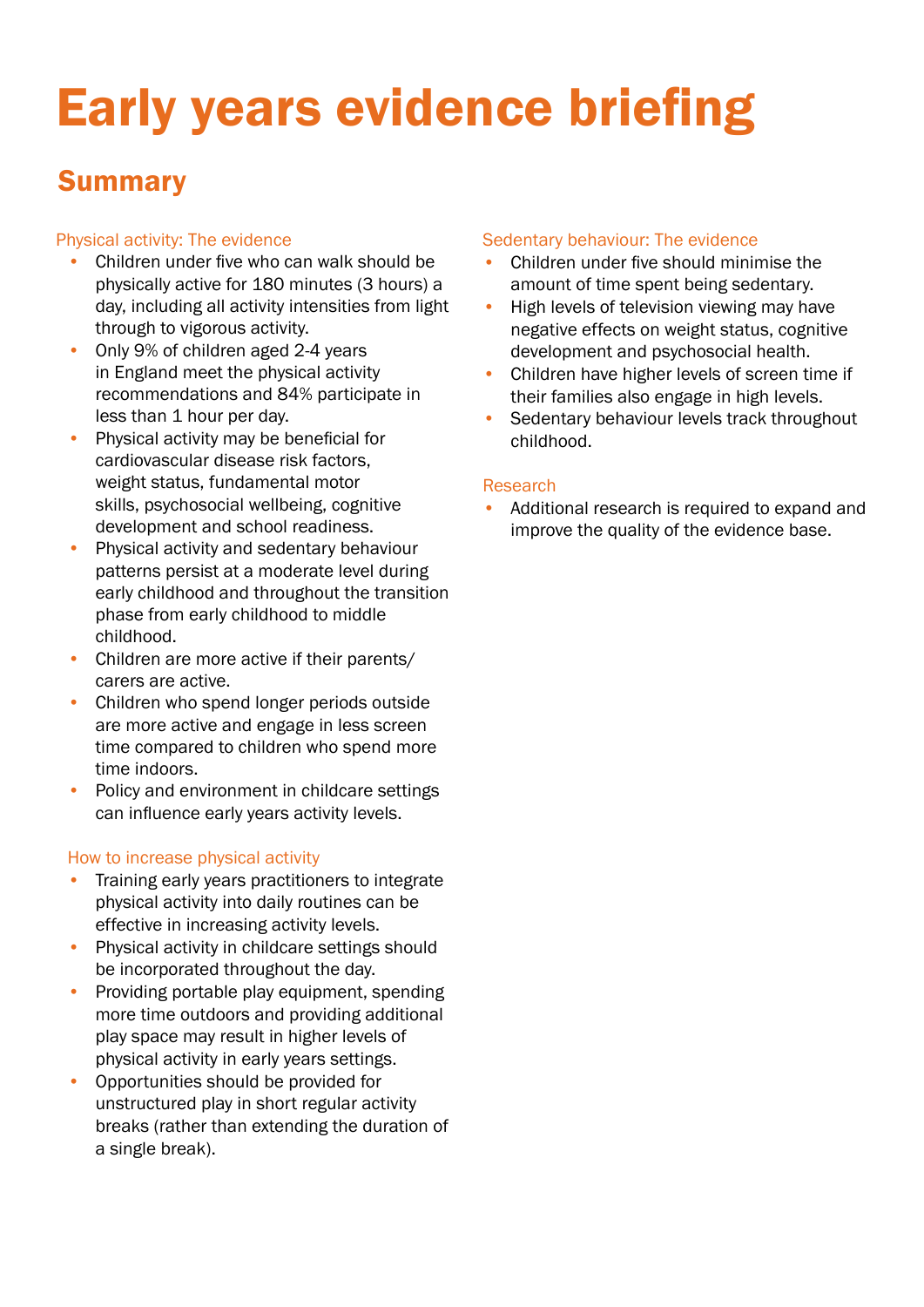# Early years evidence briefing

## Summary

### Physical activity: The evidence

- Children under five who can walk should be physically active for 180 minutes (3 hours) a day, including all activity intensities from light through to vigorous activity.
- Only 9% of children aged 2-4 years in England meet the physical activity recommendations and 84% participate in less than 1 hour per day.
- Physical activity may be beneficial for cardiovascular disease risk factors, weight status, fundamental motor skills, psychosocial wellbeing, cognitive development and school readiness.
- Physical activity and sedentary behaviour patterns persist at a moderate level during early childhood and throughout the transition phase from early childhood to middle childhood.
- Children are more active if their parents/carers are active.
- Children who spend longer periods outside are more active and engage in less screen time compared to children who spend more time indoors.
- Policy and environment in childcare settings can influence early years activity levels.

### How to increase physical activity

- Training early years practitioners to integrate physical activity into daily routines can be effective in increasing activity levels.
- Physical activity in childcare settings should be incorporated throughout the day.
- Providing portable play equipment, spending more time outdoors and providing additional play space may result in higher levels of physical activity in early years settings.
- Opportunities should be provided for unstructured play in short regular activity breaks (rather than extending the duration of a single break).

### Sedentary behaviour: The evidence

- Children under five should minimise the amount of time spent being sedentary.
- High levels of television viewing may have negative effects on weight status, cognitive development and psychosocial health.
- Children have higher levels of screen time if their families also engage in high levels.
- Sedentary behaviour levels track throughout childhood.

### Research

- Additional research is required to expand and improve the quality of the evidence base.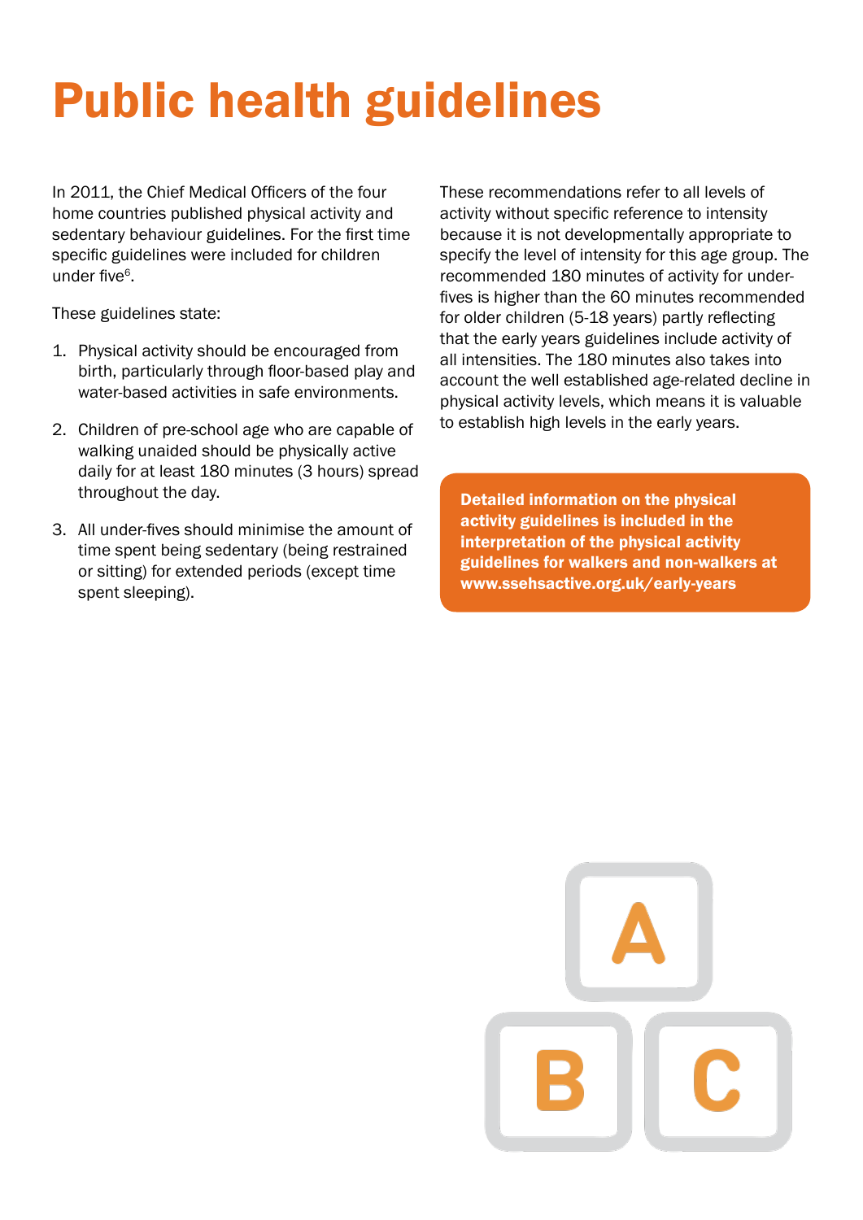# Public health guidelines

In 2011, the Chief Medical Officers of the four home countries published physical activity and sedentary behaviour guidelines. For the first time specific guidelines were included for children under five[6].

These guidelines state:

1. Physical activity should be encouraged from birth, particularly through floor-based play and water-based activities in safe environments.

2. Children of pre-school age who are capable of walking unaided should be physically active daily for at least 180 minutes (3 hours) spread throughout the day.

3. All under-fives should minimise the amount of time spent being sedentary (being restrained or sitting) for extended periods (except time spent sleeping).

These recommendations refer to all levels of activity without specific reference to intensity because it is not developmentally appropriate to specify the level of intensity for this age group. The recommended 180 minutes of activity for under-fives is higher than the 60 minutes recommended for older children (5-18 years) partly reflecting that the early years guidelines include activity of all intensities. The 180 minutes also takes into account the well established age-related decline in physical activity levels, which means it is valuable to establish high levels in the early years.

**Detailed information on the physical activity guidelines is included in the interpretation of the physical activity guidelines for walkers and non-walkers at www.ssehsactive.org.uk/early-years**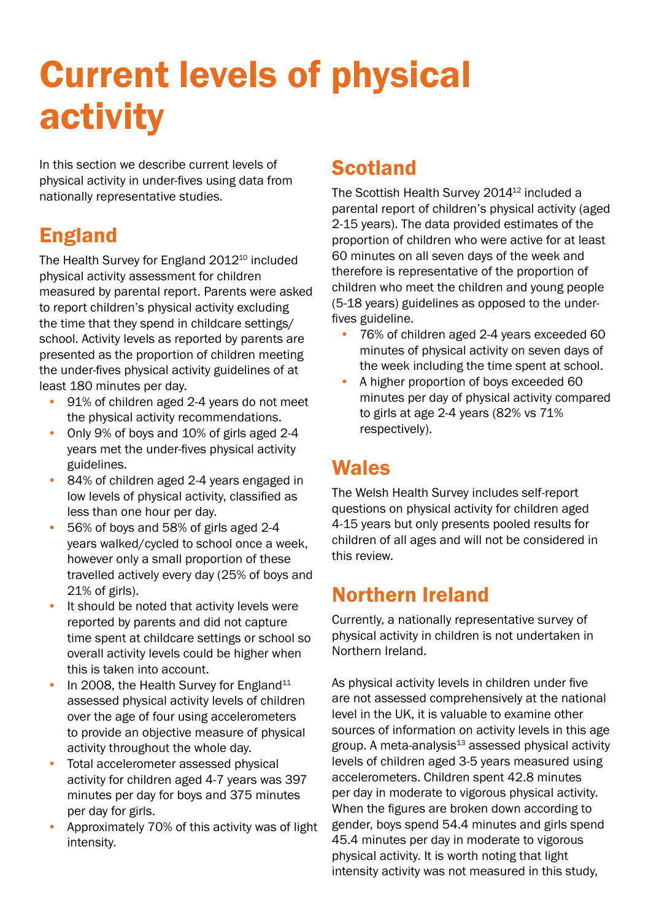# Current levels of physical activity

In this section we describe current levels of physical activity in under-fives using data from nationally representative studies.

## England

The Health Survey for England 2012[10] included physical activity assessment for children measured by parental report. Parents were asked to report children's physical activity excluding the time that they spend in childcare settings/ school. Activity levels as reported by parents are presented as the proportion of children meeting the under-fives physical activity guidelines of at least 180 minutes per day.

- 91% of children aged 2-4 years do not meet the physical activity recommendations.
- Only 9% of boys and 10% of girls aged 2-4 years met the under-fives physical activity guidelines.
- 84% of children aged 2-4 years engaged in low levels of physical activity, classified as less than one hour per day.
- 56% of boys and 58% of girls aged 2-4 years walked/cycled to school once a week, however only a small proportion of these travelled actively every day (25% of boys and 21% of girls).
- It should be noted that activity levels were reported by parents and did not capture time spent at childcare settings or school so overall activity levels could be higher when this is taken into account.
- In 2008, the Health Survey for England[11] assessed physical activity levels of children over the age of four using accelerometers to provide an objective measure of physical activity throughout the whole day.
- Total accelerometer assessed physical activity for children aged 4-7 years was 397 minutes per day for boys and 375 minutes per day for girls.
- Approximately 70% of this activity was of light intensity.

## Scotland

The Scottish Health Survey 2014[12] included a parental report of children's physical activity (aged 2-15 years). The data provided estimates of the proportion of children who were active for at least 60 minutes on all seven days of the week and therefore is representative of the proportion of children who meet the children and young people (5-18 years) guidelines as opposed to the under-fives guideline.

- 76% of children aged 2-4 years exceeded 60 minutes of physical activity on seven days of the week including the time spent at school.
- A higher proportion of boys exceeded 60 minutes per day of physical activity compared to girls at age 2-4 years (82% vs 71% respectively).

## Wales

The Welsh Health Survey includes self-report questions on physical activity for children aged 4-15 years but only presents pooled results for children of all ages and will not be considered in this review.

## Northern Ireland

Currently, a nationally representative survey of physical activity in children is not undertaken in Northern Ireland.

As physical activity levels in children under five are not assessed comprehensively at the national level in the UK, it is valuable to examine other sources of information on activity levels in this age group. A meta-analysis[13] assessed physical activity levels of children aged 3-5 years measured using accelerometers. Children spent 42.8 minutes per day in moderate to vigorous physical activity. When the figures are broken down according to gender, boys spend 54.4 minutes and girls spend 45.4 minutes per day in moderate to vigorous physical activity. It is worth noting that light intensity activity was not measured in this study,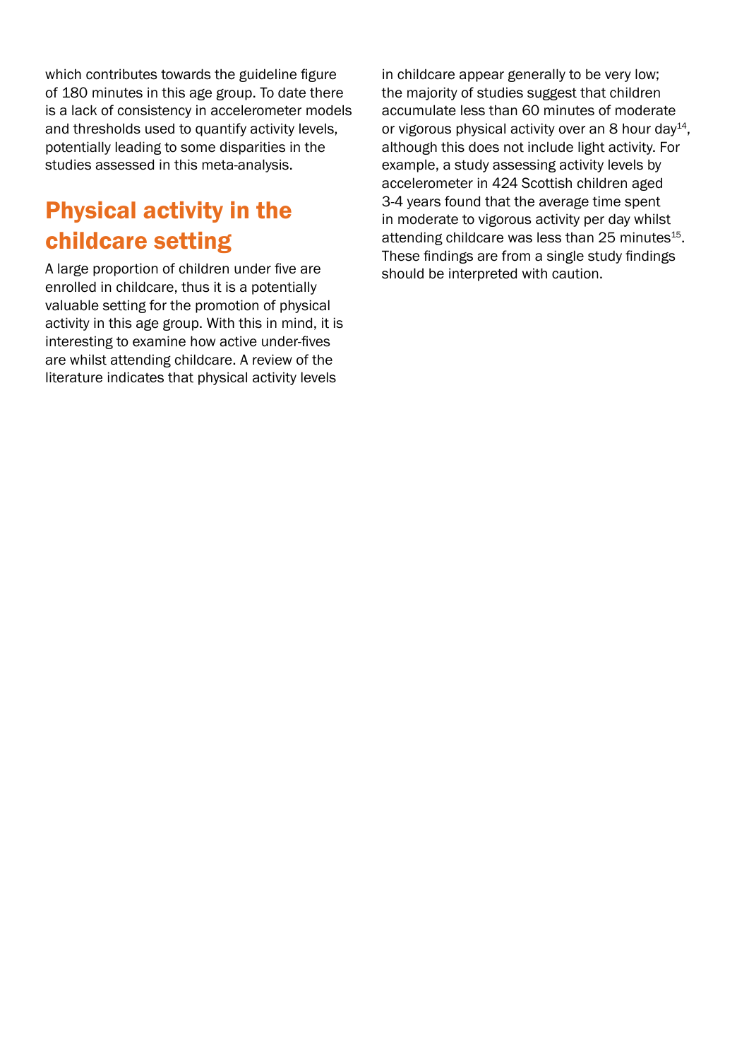which contributes towards the guideline figure of 180 minutes in this age group. To date there is a lack of consistency in accelerometer models and thresholds used to quantify activity levels, potentially leading to some disparities in the studies assessed in this meta-analysis.

## Physical activity in the childcare setting

A large proportion of children under five are enrolled in childcare, thus it is a potentially valuable setting for the promotion of physical activity in this age group. With this in mind, it is interesting to examine how active under-fives are whilst attending childcare. A review of the literature indicates that physical activity levels in childcare appear generally to be very low; the majority of studies suggest that children accumulate less than 60 minutes of moderate or vigorous physical activity over an 8 hour day[14], although this does not include light activity. For example, a study assessing activity levels by accelerometer in 424 Scottish children aged 3-4 years found that the average time spent in moderate to vigorous activity per day whilst attending childcare was less than 25 minutes[15]. These findings are from a single study findings should be interpreted with caution.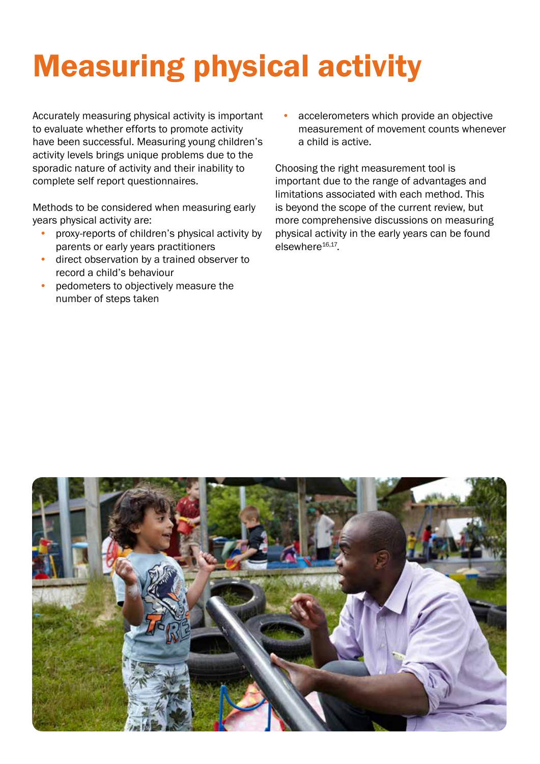# Measuring physical activity

Accurately measuring physical activity is important to evaluate whether efforts to promote activity have been successful. Measuring young children's activity levels brings unique problems due to the sporadic nature of activity and their inability to complete self report questionnaires.

Methods to be considered when measuring early years physical activity are:

- proxy-reports of children's physical activity by parents or early years practitioners
- direct observation by a trained observer to record a child's behaviour
- pedometers to objectively measure the number of steps taken
- accelerometers which provide an objective measurement of movement counts whenever a child is active.

Choosing the right measurement tool is important due to the range of advantages and limitations associated with each method. This is beyond the scope of the current review, but more comprehensive discussions on measuring physical activity in the early years can be found elsewhere[16,17].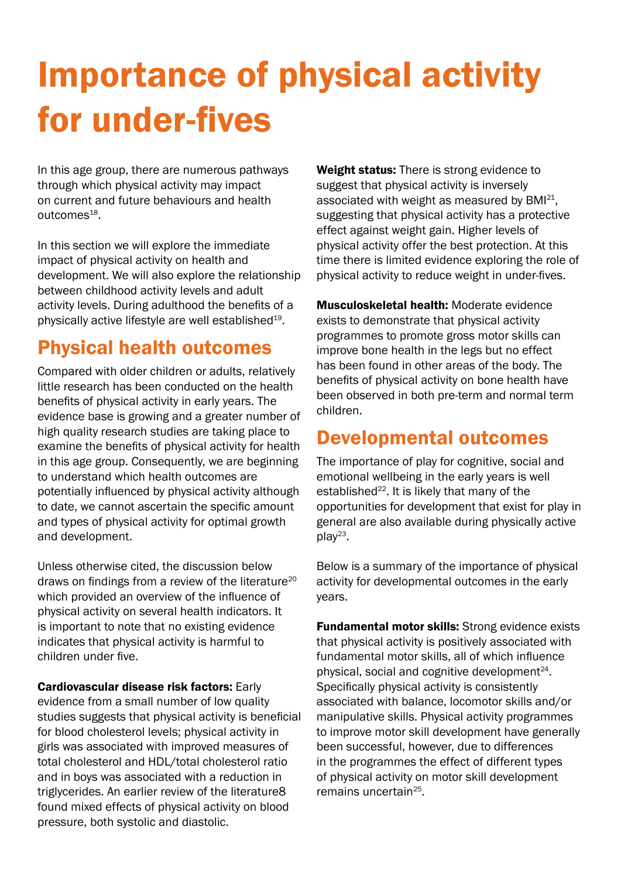# Importance of physical activity for under-fives

In this age group, there are numerous pathways through which physical activity may impact on current and future behaviours and health outcomes[18].

In this section we will explore the immediate impact of physical activity on health and development. We will also explore the relationship between childhood activity levels and adult activity levels. During adulthood the benefits of a physically active lifestyle are well established[19].

## Physical health outcomes

Compared with older children or adults, relatively little research has been conducted on the health benefits of physical activity in early years. The evidence base is growing and a greater number of high quality research studies are taking place to examine the benefits of physical activity for health in this age group. Consequently, we are beginning to understand which health outcomes are potentially influenced by physical activity although to date, we cannot ascertain the specific amount and types of physical activity for optimal growth and development.

Unless otherwise cited, the discussion below draws on findings from a review of the literature[20] which provided an overview of the influence of physical activity on several health indicators. It is important to note that no existing evidence indicates that physical activity is harmful to children under five.

**Cardiovascular disease risk factors:** Early evidence from a small number of low quality studies suggests that physical activity is beneficial for blood cholesterol levels; physical activity in girls was associated with improved measures of total cholesterol and HDL/total cholesterol ratio and in boys was associated with a reduction in triglycerides. An earlier review of the literature8 found mixed effects of physical activity on blood pressure, both systolic and diastolic.

**Weight status:** There is strong evidence to suggest that physical activity is inversely associated with weight as measured by BMI[21], suggesting that physical activity has a protective effect against weight gain. Higher levels of physical activity offer the best protection. At this time there is limited evidence exploring the role of physical activity to reduce weight in under-fives.

**Musculoskeletal health:** Moderate evidence exists to demonstrate that physical activity programmes to promote gross motor skills can improve bone health in the legs but no effect has been found in other areas of the body. The benefits of physical activity on bone health have been observed in both pre-term and normal term children.

## Developmental outcomes

The importance of play for cognitive, social and emotional wellbeing in the early years is well established[22]. It is likely that many of the opportunities for development that exist for play in general are also available during physically active play[23].

Below is a summary of the importance of physical activity for developmental outcomes in the early years.

**Fundamental motor skills:** Strong evidence exists that physical activity is positively associated with fundamental motor skills, all of which influence physical, social and cognitive development[24]. Specifically physical activity is consistently associated with balance, locomotor skills and/or manipulative skills. Physical activity programmes to improve motor skill development have generally been successful, however, due to differences in the programmes the effect of different types of physical activity on motor skill development remains uncertain[25].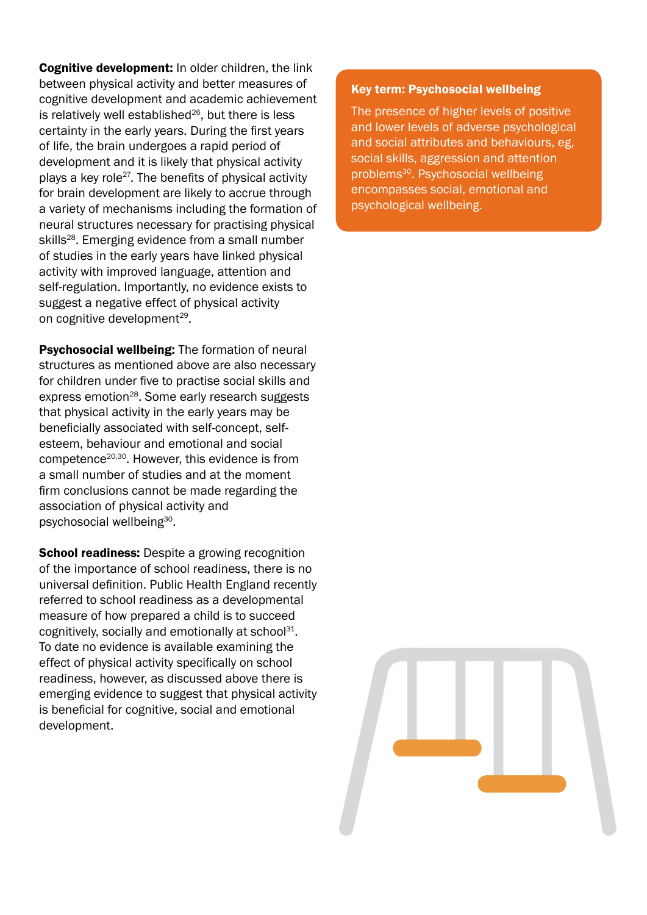**Cognitive development:** In older children, the link between physical activity and better measures of cognitive development and academic achievement is relatively well established[26], but there is less certainty in the early years. During the first years of life, the brain undergoes a rapid period of development and it is likely that physical activity plays a key role[27]. The benefits of physical activity for brain development are likely to accrue through a variety of mechanisms including the formation of neural structures necessary for practising physical skills[28]. Emerging evidence from a small number of studies in the early years have linked physical activity with improved language, attention and self-regulation. Importantly, no evidence exists to suggest a negative effect of physical activity on cognitive development[29].

**Psychosocial wellbeing:** The formation of neural structures as mentioned above are also necessary for children under five to practise social skills and express emotion[28]. Some early research suggests that physical activity in the early years may be beneficially associated with self-concept, self-esteem, behaviour and emotional and social competence[20,30]. However, this evidence is from a small number of studies and at the moment firm conclusions cannot be made regarding the association of physical activity and psychosocial wellbeing[30].

**School readiness:** Despite a growing recognition of the importance of school readiness, there is no universal definition. Public Health England recently referred to school readiness as a developmental measure of how prepared a child is to succeed cognitively, socially and emotionally at school[31]. To date no evidence is available examining the effect of physical activity specifically on school readiness, however, as discussed above there is emerging evidence to suggest that physical activity is beneficial for cognitive, social and emotional development.

**Key term: Psychosocial wellbeing**

The presence of higher levels of positive and lower levels of adverse psychological and social attributes and behaviours, eg, social skills, aggression and attention problems[30]. Psychosocial wellbeing encompasses social, emotional and psychological wellbeing.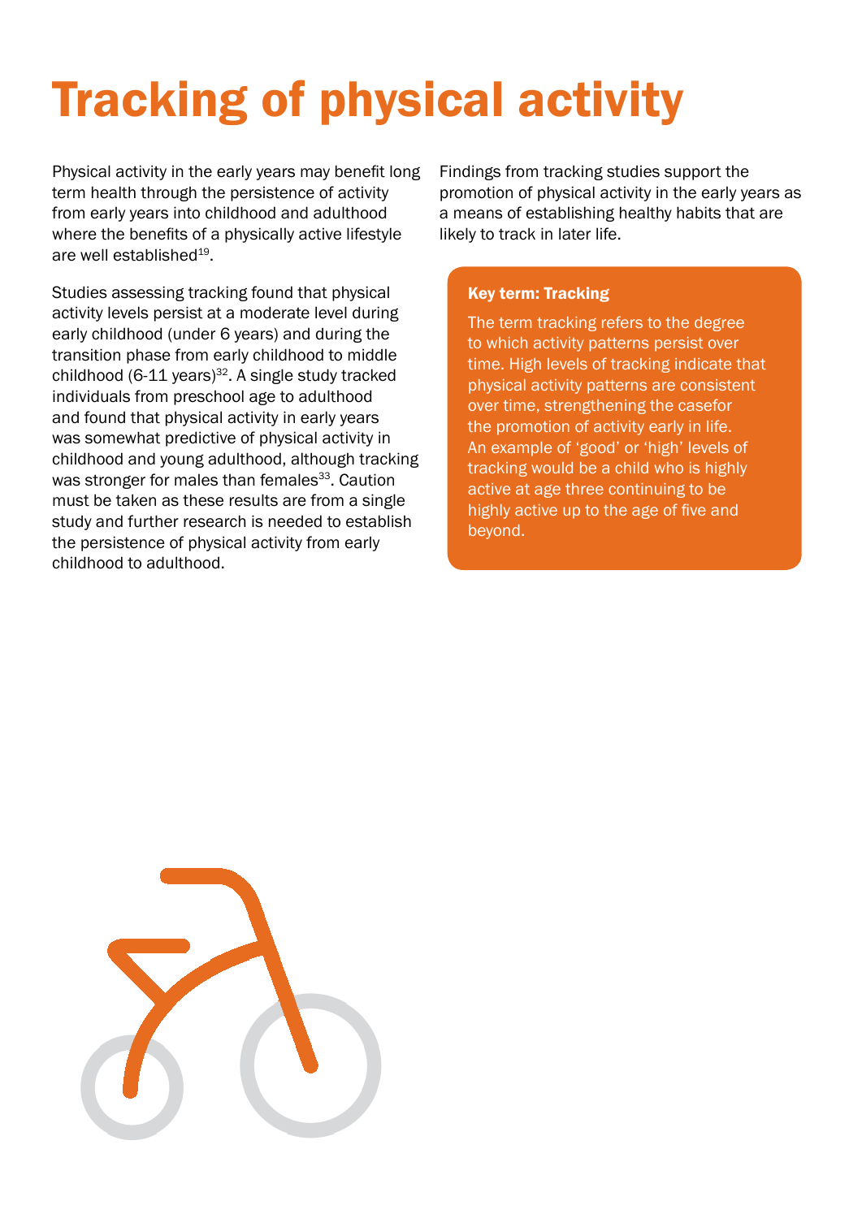# Tracking of physical activity

Physical activity in the early years may benefit long term health through the persistence of activity from early years into childhood and adulthood where the benefits of a physically active lifestyle are well established[19].

Studies assessing tracking found that physical activity levels persist at a moderate level during early childhood (under 6 years) and during the transition phase from early childhood to middle childhood (6-11 years)[32]. A single study tracked individuals from preschool age to adulthood and found that physical activity in early years was somewhat predictive of physical activity in childhood and young adulthood, although tracking was stronger for males than females[33]. Caution must be taken as these results are from a single study and further research is needed to establish the persistence of physical activity from early childhood to adulthood.

Findings from tracking studies support the promotion of physical activity in the early years as a means of establishing healthy habits that are likely to track in later life.

**Key term: Tracking**

The term tracking refers to the degree to which activity patterns persist over time. High levels of tracking indicate that physical activity patterns are consistent over time, strengthening the casefor the promotion of activity early in life. An example of 'good' or 'high' levels of tracking would be a child who is highly active at age three continuing to be highly active up to the age of five and beyond.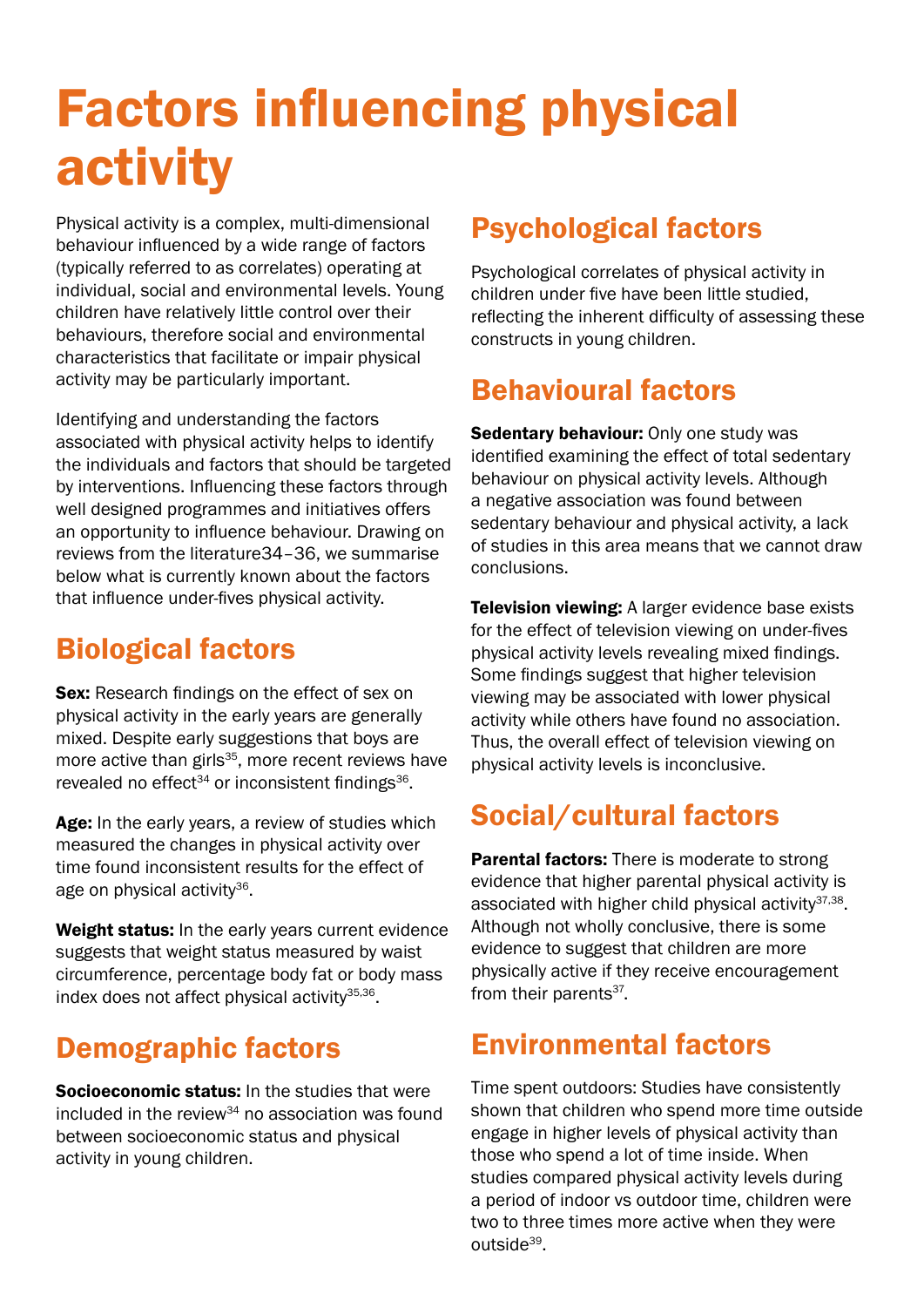# Factors influencing physical activity

Physical activity is a complex, multi-dimensional behaviour influenced by a wide range of factors (typically referred to as correlates) operating at individual, social and environmental levels. Young children have relatively little control over their behaviours, therefore social and environmental characteristics that facilitate or impair physical activity may be particularly important.

Identifying and understanding the factors associated with physical activity helps to identify the individuals and factors that should be targeted by interventions. Influencing these factors through well designed programmes and initiatives offers an opportunity to influence behaviour. Drawing on reviews from the literature34–36, we summarise below what is currently known about the factors that influence under-fives physical activity.

## Biological factors

**Sex:** Research findings on the effect of sex on physical activity in the early years are generally mixed. Despite early suggestions that boys are more active than girls[35], more recent reviews have revealed no effect[34] or inconsistent findings[36].

**Age:** In the early years, a review of studies which measured the changes in physical activity over time found inconsistent results for the effect of age on physical activity[36].

**Weight status:** In the early years current evidence suggests that weight status measured by waist circumference, percentage body fat or body mass index does not affect physical activity[35,36].

## Demographic factors

**Socioeconomic status:** In the studies that were included in the review[34] no association was found between socioeconomic status and physical activity in young children.

## Psychological factors

Psychological correlates of physical activity in children under five have been little studied, reflecting the inherent difficulty of assessing these constructs in young children.

## Behavioural factors

**Sedentary behaviour:** Only one study was identified examining the effect of total sedentary behaviour on physical activity levels. Although a negative association was found between sedentary behaviour and physical activity, a lack of studies in this area means that we cannot draw conclusions.

**Television viewing:** A larger evidence base exists for the effect of television viewing on under-fives physical activity levels revealing mixed findings. Some findings suggest that higher television viewing may be associated with lower physical activity while others have found no association. Thus, the overall effect of television viewing on physical activity levels is inconclusive.

## Social/cultural factors

**Parental factors:** There is moderate to strong evidence that higher parental physical activity is associated with higher child physical activity[37,38]. Although not wholly conclusive, there is some evidence to suggest that children are more physically active if they receive encouragement from their parents[37].

## Environmental factors

Time spent outdoors: Studies have consistently shown that children who spend more time outside engage in higher levels of physical activity than those who spend a lot of time inside. When studies compared physical activity levels during a period of indoor vs outdoor time, children were two to three times more active when they were outside[39].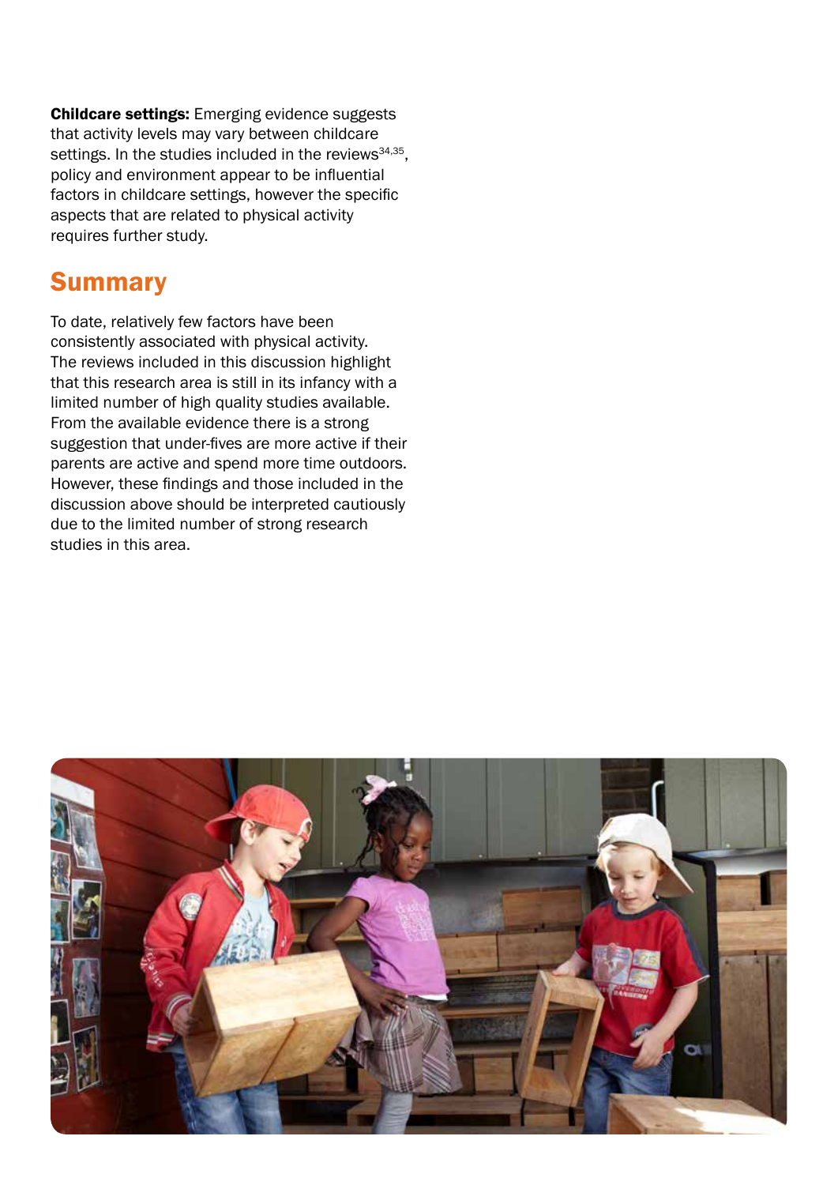**Childcare settings:** Emerging evidence suggests that activity levels may vary between childcare settings. In the studies included in the reviews[34,35], policy and environment appear to be influential factors in childcare settings, however the specific aspects that are related to physical activity requires further study.

## Summary

To date, relatively few factors have been consistently associated with physical activity. The reviews included in this discussion highlight that this research area is still in its infancy with a limited number of high quality studies available. From the available evidence there is a strong suggestion that under-fives are more active if their parents are active and spend more time outdoors. However, these findings and those included in the discussion above should be interpreted cautiously due to the limited number of strong research studies in this area.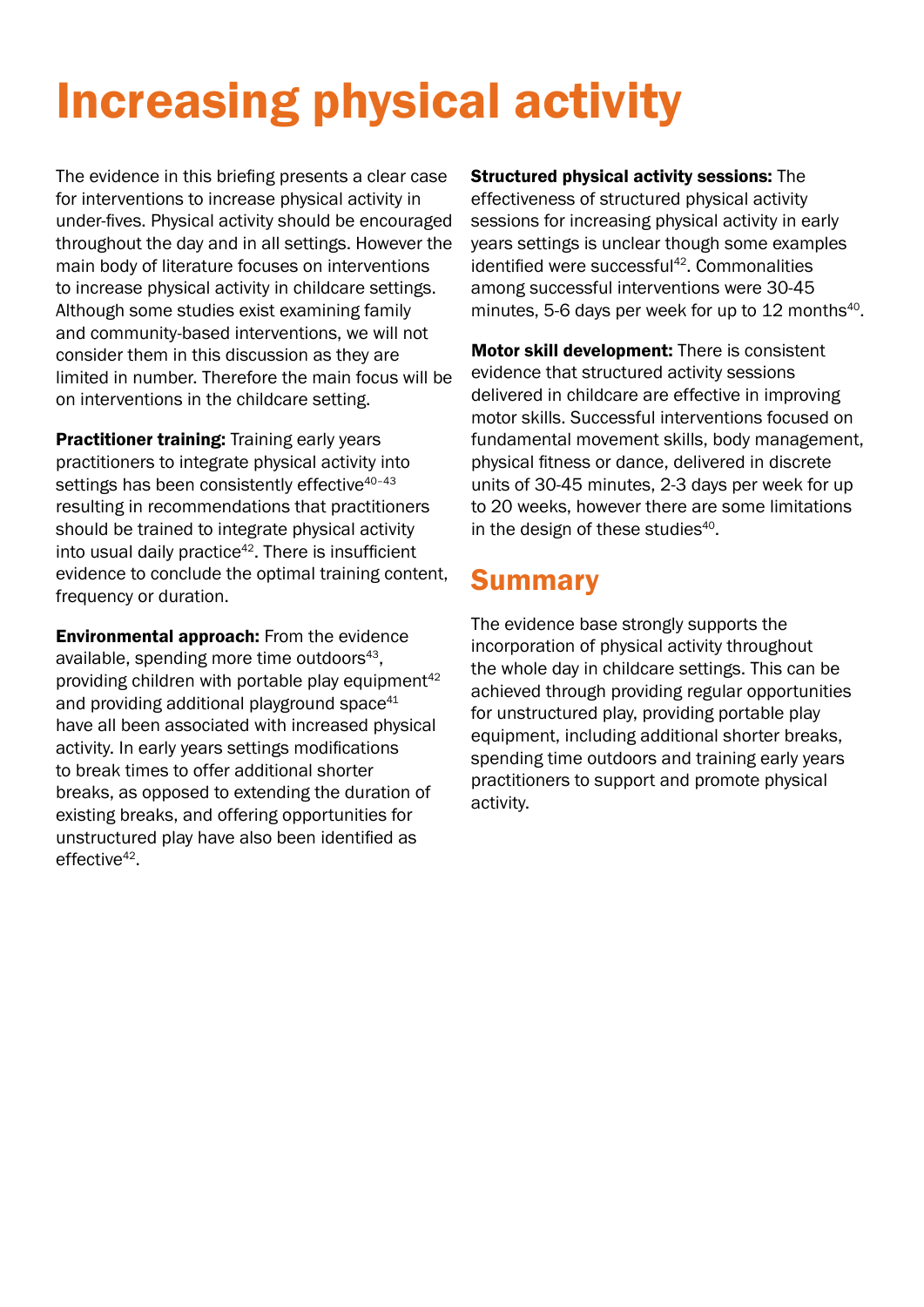# Increasing physical activity

The evidence in this briefing presents a clear case for interventions to increase physical activity in under-fives. Physical activity should be encouraged throughout the day and in all settings. However the main body of literature focuses on interventions to increase physical activity in childcare settings. Although some studies exist examining family and community-based interventions, we will not consider them in this discussion as they are limited in number. Therefore the main focus will be on interventions in the childcare setting.

**Practitioner training:** Training early years practitioners to integrate physical activity into settings has been consistently effective[40–43] resulting in recommendations that practitioners should be trained to integrate physical activity into usual daily practice[42]. There is insufficient evidence to conclude the optimal training content, frequency or duration.

**Environmental approach:** From the evidence available, spending more time outdoors[43], providing children with portable play equipment[42] and providing additional playground space[41] have all been associated with increased physical activity. In early years settings modifications to break times to offer additional shorter breaks, as opposed to extending the duration of existing breaks, and offering opportunities for unstructured play have also been identified as effective[42].

**Structured physical activity sessions:** The effectiveness of structured physical activity sessions for increasing physical activity in early years settings is unclear though some examples identified were successful[42]. Commonalities among successful interventions were 30-45 minutes, 5-6 days per week for up to 12 months[40].

**Motor skill development:** There is consistent evidence that structured activity sessions delivered in childcare are effective in improving motor skills. Successful interventions focused on fundamental movement skills, body management, physical fitness or dance, delivered in discrete units of 30-45 minutes, 2-3 days per week for up to 20 weeks, however there are some limitations in the design of these studies[40].

## Summary

The evidence base strongly supports the incorporation of physical activity throughout the whole day in childcare settings. This can be achieved through providing regular opportunities for unstructured play, providing portable play equipment, including additional shorter breaks, spending time outdoors and training early years practitioners to support and promote physical activity.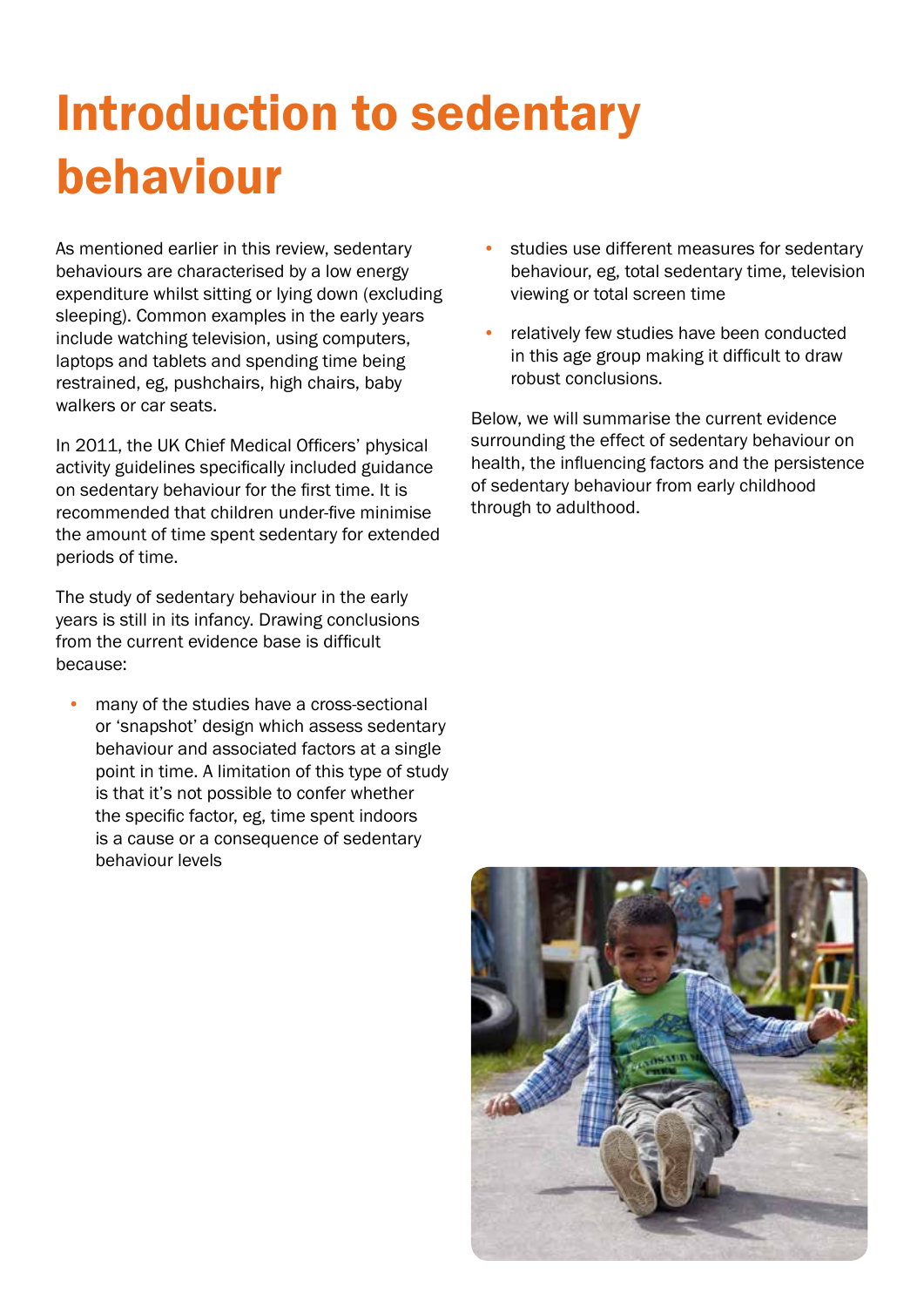# Introduction to sedentary behaviour

As mentioned earlier in this review, sedentary behaviours are characterised by a low energy expenditure whilst sitting or lying down (excluding sleeping). Common examples in the early years include watching television, using computers, laptops and tablets and spending time being restrained, eg, pushchairs, high chairs, baby walkers or car seats.

In 2011, the UK Chief Medical Officers' physical activity guidelines specifically included guidance on sedentary behaviour for the first time. It is recommended that children under-five minimise the amount of time spent sedentary for extended periods of time.

The study of sedentary behaviour in the early years is still in its infancy. Drawing conclusions from the current evidence base is difficult because:

- many of the studies have a cross-sectional or 'snapshot' design which assess sedentary behaviour and associated factors at a single point in time. A limitation of this type of study is that it's not possible to confer whether the specific factor, eg, time spent indoors is a cause or a consequence of sedentary behaviour levels
- studies use different measures for sedentary behaviour, eg, total sedentary time, television viewing or total screen time
- relatively few studies have been conducted in this age group making it difficult to draw robust conclusions.

Below, we will summarise the current evidence surrounding the effect of sedentary behaviour on health, the influencing factors and the persistence of sedentary behaviour from early childhood through to adulthood.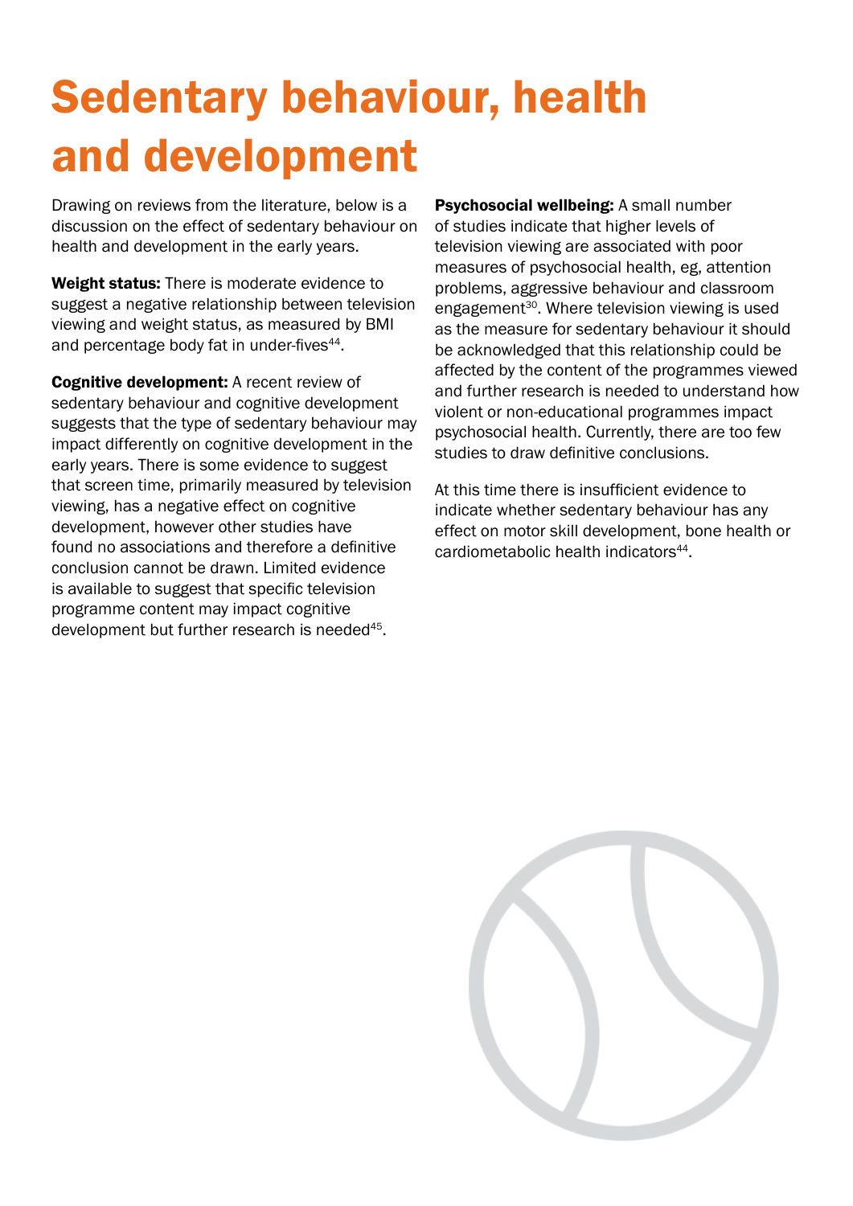# Sedentary behaviour, health and development

Drawing on reviews from the literature, below is a discussion on the effect of sedentary behaviour on health and development in the early years.

**Weight status:** There is moderate evidence to suggest a negative relationship between television viewing and weight status, as measured by BMI and percentage body fat in under-fives[44].

**Cognitive development:** A recent review of sedentary behaviour and cognitive development suggests that the type of sedentary behaviour may impact differently on cognitive development in the early years. There is some evidence to suggest that screen time, primarily measured by television viewing, has a negative effect on cognitive development, however other studies have found no associations and therefore a definitive conclusion cannot be drawn. Limited evidence is available to suggest that specific television programme content may impact cognitive development but further research is needed[45].

**Psychosocial wellbeing:** A small number of studies indicate that higher levels of television viewing are associated with poor measures of psychosocial health, eg, attention problems, aggressive behaviour and classroom engagement[30]. Where television viewing is used as the measure for sedentary behaviour it should be acknowledged that this relationship could be affected by the content of the programmes viewed and further research is needed to understand how violent or non-educational programmes impact psychosocial health. Currently, there are too few studies to draw definitive conclusions.

At this time there is insufficient evidence to indicate whether sedentary behaviour has any effect on motor skill development, bone health or cardiometabolic health indicators[44].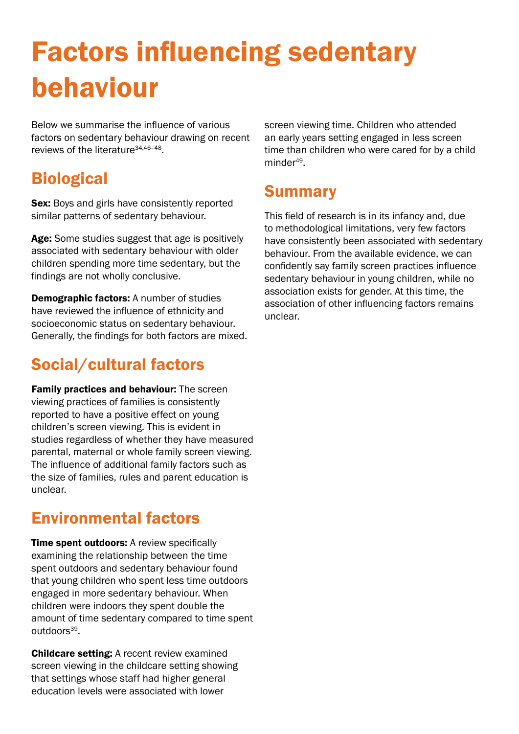# Factors influencing sedentary behaviour

Below we summarise the influence of various factors on sedentary behaviour drawing on recent reviews of the literature[34,46–48].

## Biological

**Sex:** Boys and girls have consistently reported similar patterns of sedentary behaviour.

**Age:** Some studies suggest that age is positively associated with sedentary behaviour with older children spending more time sedentary, but the findings are not wholly conclusive.

**Demographic factors:** A number of studies have reviewed the influence of ethnicity and socioeconomic status on sedentary behaviour. Generally, the findings for both factors are mixed.

## Social/cultural factors

**Family practices and behaviour:** The screen viewing practices of families is consistently reported to have a positive effect on young children's screen viewing. This is evident in studies regardless of whether they have measured parental, maternal or whole family screen viewing. The influence of additional family factors such as the size of families, rules and parent education is unclear.

## Environmental factors

**Time spent outdoors:** A review specifically examining the relationship between the time spent outdoors and sedentary behaviour found that young children who spent less time outdoors engaged in more sedentary behaviour. When children were indoors they spent double the amount of time sedentary compared to time spent outdoors[39].

**Childcare setting:** A recent review examined screen viewing in the childcare setting showing that settings whose staff had higher general education levels were associated with lower screen viewing time. Children who attended an early years setting engaged in less screen time than children who were cared for by a child minder[49].

## Summary

This field of research is in its infancy and, due to methodological limitations, very few factors have consistently been associated with sedentary behaviour. From the available evidence, we can confidently say family screen practices influence sedentary behaviour in young children, while no association exists for gender. At this time, the association of other influencing factors remains unclear.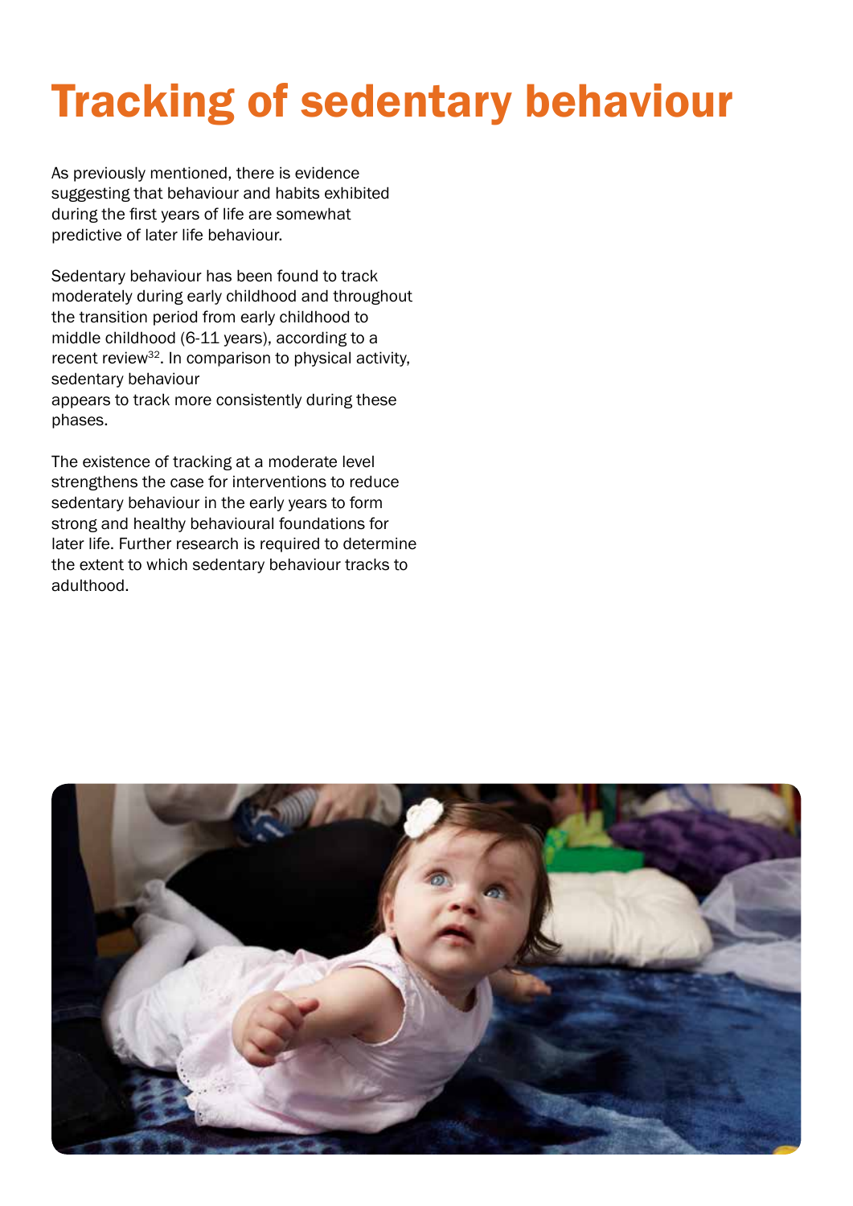# Tracking of sedentary behaviour

As previously mentioned, there is evidence suggesting that behaviour and habits exhibited during the first years of life are somewhat predictive of later life behaviour.

Sedentary behaviour has been found to track moderately during early childhood and throughout the transition period from early childhood to middle childhood (6-11 years), according to a recent review[32]. In comparison to physical activity, sedentary behaviour appears to track more consistently during these phases.

The existence of tracking at a moderate level strengthens the case for interventions to reduce sedentary behaviour in the early years to form strong and healthy behavioural foundations for later life. Further research is required to determine the extent to which sedentary behaviour tracks to adulthood.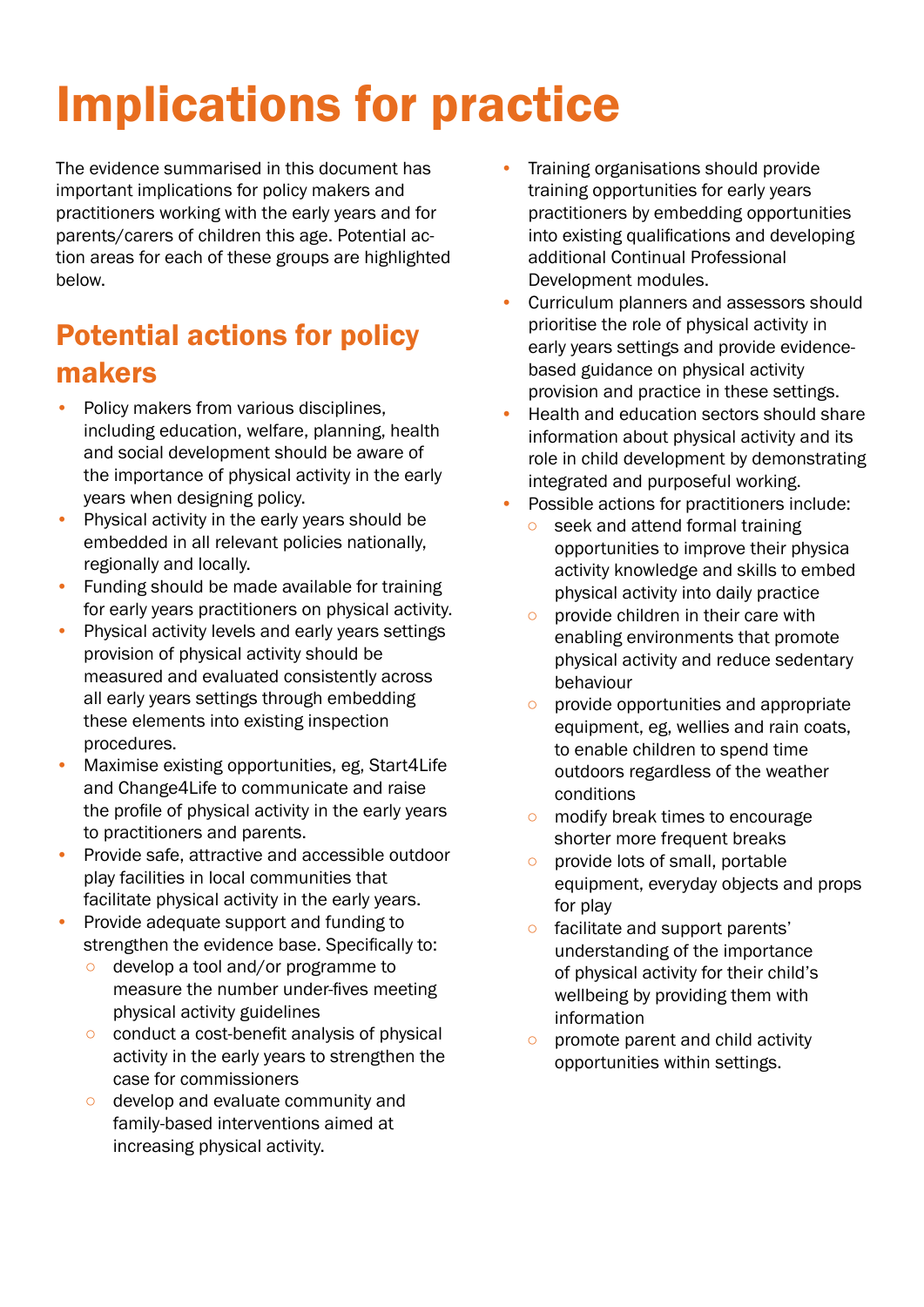# Implications for practice

The evidence summarised in this document has important implications for policy makers and practitioners working with the early years and for parents/carers of children this age. Potential action areas for each of these groups are highlighted below.

## Potential actions for policy makers

- Policy makers from various disciplines, including education, welfare, planning, health and social development should be aware of the importance of physical activity in the early years when designing policy.
- Physical activity in the early years should be embedded in all relevant policies nationally, regionally and locally.
- Funding should be made available for training for early years practitioners on physical activity.
- Physical activity levels and early years settings provision of physical activity should be measured and evaluated consistently across all early years settings through embedding these elements into existing inspection procedures.
- Maximise existing opportunities, eg, Start4Life and Change4Life to communicate and raise the profile of physical activity in the early years to practitioners and parents.
- Provide safe, attractive and accessible outdoor play facilities in local communities that facilitate physical activity in the early years.
- Provide adequate support and funding to strengthen the evidence base. Specifically to:
  - develop a tool and/or programme to measure the number under-fives meeting physical activity guidelines
  - conduct a cost-benefit analysis of physical activity in the early years to strengthen the case for commissioners
  - develop and evaluate community and family-based interventions aimed at increasing physical activity.
- Training organisations should provide training opportunities for early years practitioners by embedding opportunities into existing qualifications and developing additional Continual Professional Development modules.
- Curriculum planners and assessors should prioritise the role of physical activity in early years settings and provide evidence-based guidance on physical activity provision and practice in these settings.
- Health and education sectors should share information about physical activity and its role in child development by demonstrating integrated and purposeful working.
- Possible actions for practitioners include:
  - seek and attend formal training opportunities to improve their physica activity knowledge and skills to embed physical activity into daily practice
  - provide children in their care with enabling environments that promote physical activity and reduce sedentary behaviour
  - provide opportunities and appropriate equipment, eg, wellies and rain coats, to enable children to spend time outdoors regardless of the weather conditions
  - modify break times to encourage shorter more frequent breaks
  - provide lots of small, portable equipment, everyday objects and props for play
  - facilitate and support parents' understanding of the importance of physical activity for their child's wellbeing by providing them with information
  - promote parent and child activity opportunities within settings.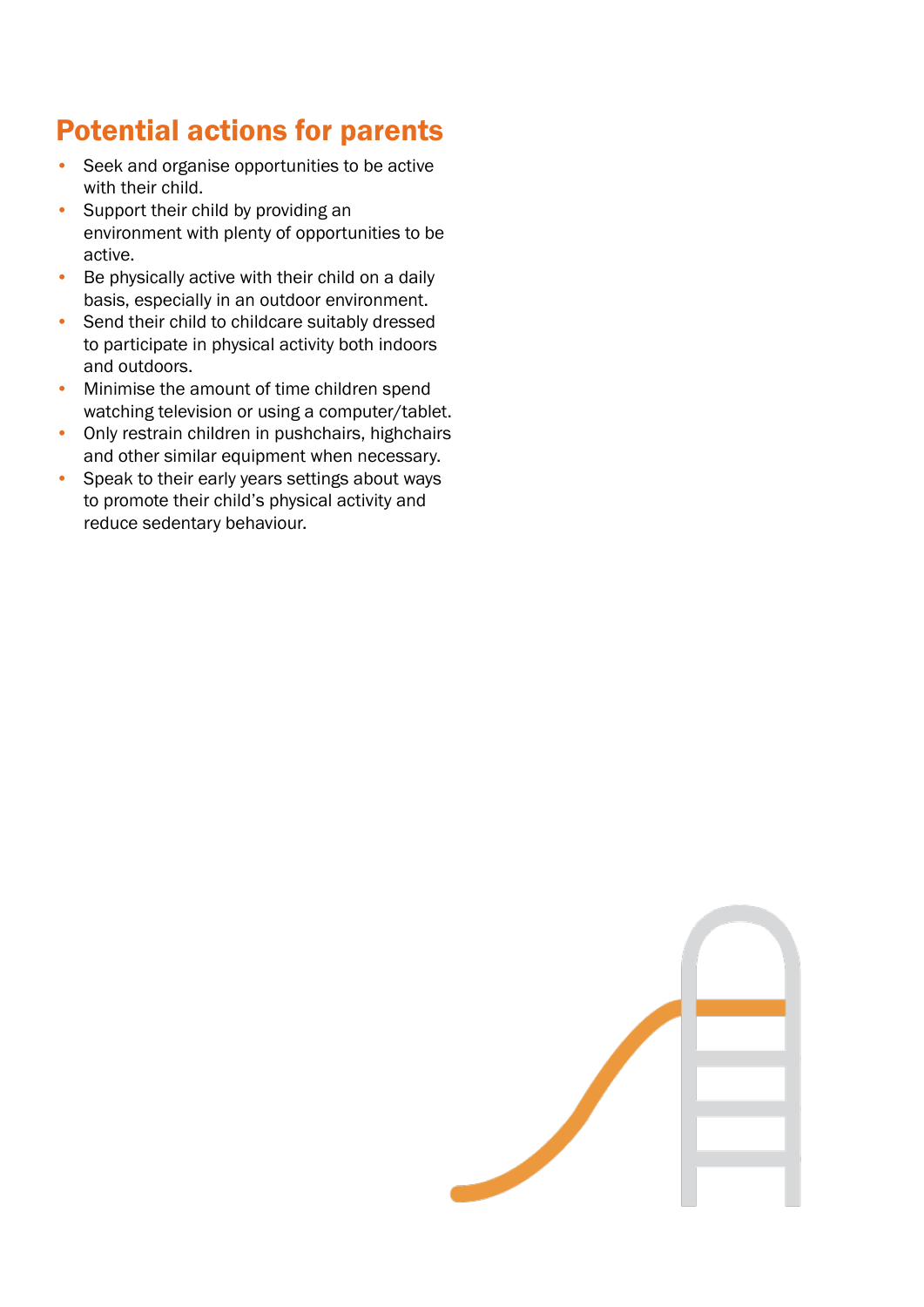## Potential actions for parents

- Seek and organise opportunities to be active with their child.
- Support their child by providing an environment with plenty of opportunities to be active.
- Be physically active with their child on a daily basis, especially in an outdoor environment.
- Send their child to childcare suitably dressed to participate in physical activity both indoors and outdoors.
- Minimise the amount of time children spend watching television or using a computer/tablet.
- Only restrain children in pushchairs, highchairs and other similar equipment when necessary.
- Speak to their early years settings about ways to promote their child's physical activity and reduce sedentary behaviour.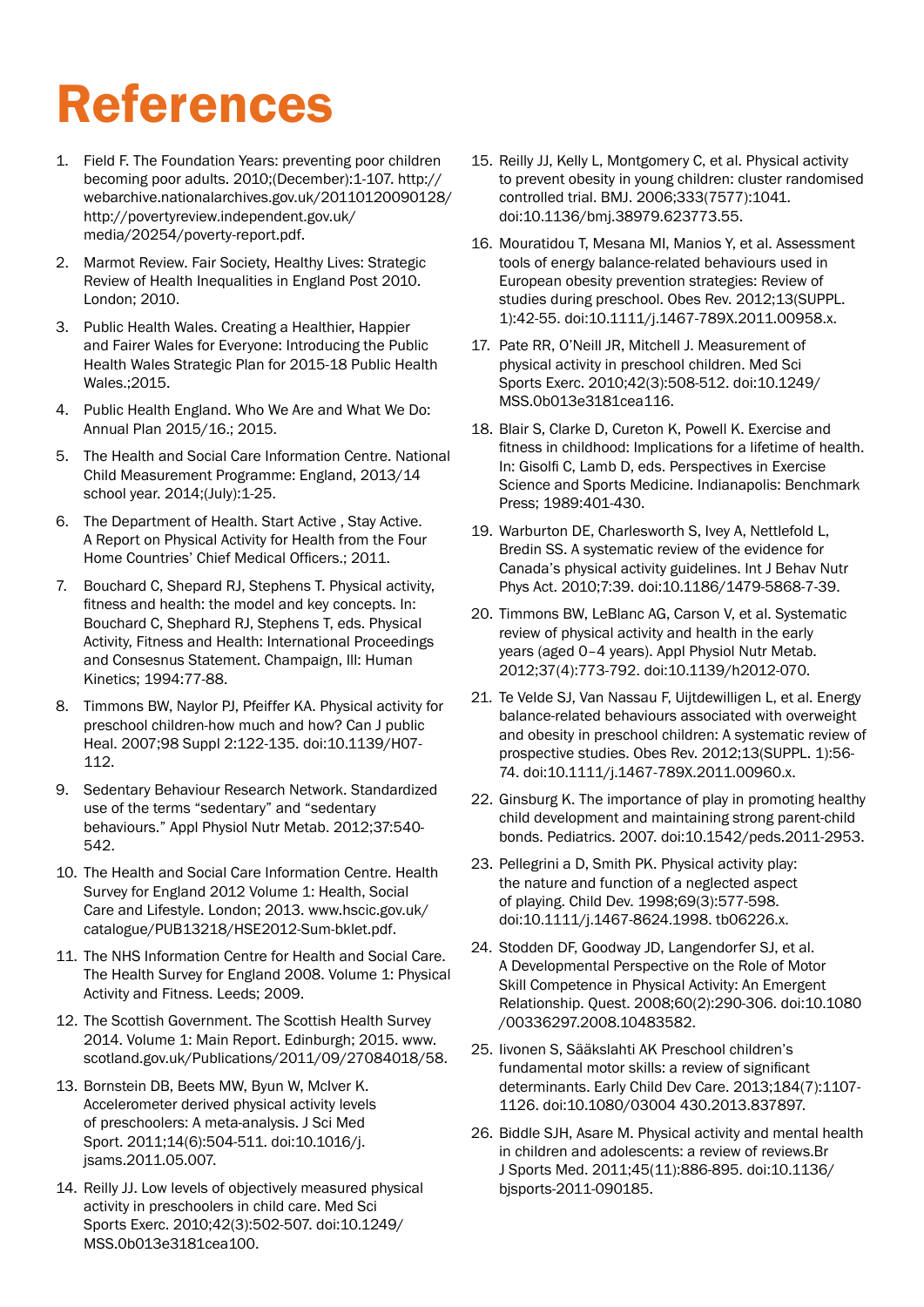# References

1. Field F. The Foundation Years: preventing poor children becoming poor adults. 2010;(December):1-107. http://webarchive.nationalarchives.gov.uk/20110120090128/http://povertyreview.independent.gov.uk/media/20254/poverty-report.pdf.
2. Marmot Review. Fair Society, Healthy Lives: Strategic Review of Health Inequalities in England Post 2010. London; 2010.
3. Public Health Wales. Creating a Healthier, Happier and Fairer Wales for Everyone: Introducing the Public Health Wales Strategic Plan for 2015-18 Public Health Wales.;2015.
4. Public Health England. Who We Are and What We Do: Annual Plan 2015/16.; 2015.
5. The Health and Social Care Information Centre. National Child Measurement Programme: England, 2013/14 school year. 2014;(July):1-25.
6. The Department of Health. Start Active , Stay Active. A Report on Physical Activity for Health from the Four Home Countries' Chief Medical Officers.; 2011.
7. Bouchard C, Shepard RJ, Stephens T. Physical activity, fitness and health: the model and key concepts. In: Bouchard C, Shephard RJ, Stephens T, eds. Physical Activity, Fitness and Health: International Proceedings and Consesnus Statement. Champaign, Ill: Human Kinetics; 1994:77-88.
8. Timmons BW, Naylor PJ, Pfeiffer KA. Physical activity for preschool children-how much and how? Can J public Heal. 2007;98 Suppl 2:122-135. doi:10.1139/H07-112.
9. Sedentary Behaviour Research Network. Standardized use of the terms "sedentary" and "sedentary behaviours." Appl Physiol Nutr Metab. 2012;37:540-542.
10. The Health and Social Care Information Centre. Health Survey for England 2012 Volume 1: Health, Social Care and Lifestyle. London; 2013. www.hscic.gov.uk/catalogue/PUB13218/HSE2012-Sum-bklet.pdf.
11. The NHS Information Centre for Health and Social Care. The Health Survey for England 2008. Volume 1: Physical Activity and Fitness. Leeds; 2009.
12. The Scottish Government. The Scottish Health Survey 2014. Volume 1: Main Report. Edinburgh; 2015. www.scotland.gov.uk/Publications/2011/09/27084018/58.
13. Bornstein DB, Beets MW, Byun W, McIver K. Accelerometer derived physical activity levels of preschoolers: A meta-analysis. J Sci Med Sport. 2011;14(6):504-511. doi:10.1016/j.jsams.2011.05.007.
14. Reilly JJ. Low levels of objectively measured physical activity in preschoolers in child care. Med Sci Sports Exerc. 2010;42(3):502-507. doi:10.1249/MSS.0b013e3181cea100.
15. Reilly JJ, Kelly L, Montgomery C, et al. Physical activity to prevent obesity in young children: cluster randomised controlled trial. BMJ. 2006;333(7577):1041. doi:10.1136/bmj.38979.623773.55.
16. Mouratidou T, Mesana MI, Manios Y, et al. Assessment tools of energy balance-related behaviours used in European obesity prevention strategies: Review of studies during preschool. Obes Rev. 2012;13(SUPPL. 1):42-55. doi:10.1111/j.1467-789X.2011.00958.x.
17. Pate RR, O'Neill JR, Mitchell J. Measurement of physical activity in preschool children. Med Sci Sports Exerc. 2010;42(3):508-512. doi:10.1249/MSS.0b013e3181cea116.
18. Blair S, Clarke D, Cureton K, Powell K. Exercise and fitness in childhood: Implications for a lifetime of health. In: Gisolfi C, Lamb D, eds. Perspectives in Exercise Science and Sports Medicine. Indianapolis: Benchmark Press; 1989:401-430.
19. Warburton DE, Charlesworth S, Ivey A, Nettlefold L, Bredin SS. A systematic review of the evidence for Canada's physical activity guidelines. Int J Behav Nutr Phys Act. 2010;7:39. doi:10.1186/1479-5868-7-39.
20. Timmons BW, LeBlanc AG, Carson V, et al. Systematic review of physical activity and health in the early years (aged 0–4 years). Appl Physiol Nutr Metab. 2012;37(4):773-792. doi:10.1139/h2012-070.
21. Te Velde SJ, Van Nassau F, Uijtdewilligen L, et al. Energy balance-related behaviours associated with overweight and obesity in preschool children: A systematic review of prospective studies. Obes Rev. 2012;13(SUPPL. 1):56-74. doi:10.1111/j.1467-789X.2011.00960.x.
22. Ginsburg K. The importance of play in promoting healthy child development and maintaining strong parent-child bonds. Pediatrics. 2007. doi:10.1542/peds.2011-2953.
23. Pellegrini a D, Smith PK. Physical activity play: the nature and function of a neglected aspect of playing. Child Dev. 1998;69(3):577-598. doi:10.1111/j.1467-8624.1998. tb06226.x.
24. Stodden DF, Goodway JD, Langendorfer SJ, et al. A Developmental Perspective on the Role of Motor Skill Competence in Physical Activity: An Emergent Relationship. Quest. 2008;60(2):290-306. doi:10.1080/00336297.2008.10483582.
25. Iivonen S, Sääkslahti AK Preschool children's fundamental motor skills: a review of significant determinants. Early Child Dev Care. 2013;184(7):1107-1126. doi:10.1080/03004 430.2013.837897.
26. Biddle SJH, Asare M. Physical activity and mental health in children and adolescents: a review of reviews.Br J Sports Med. 2011;45(11):886-895. doi:10.1136/bjsports-2011-090185.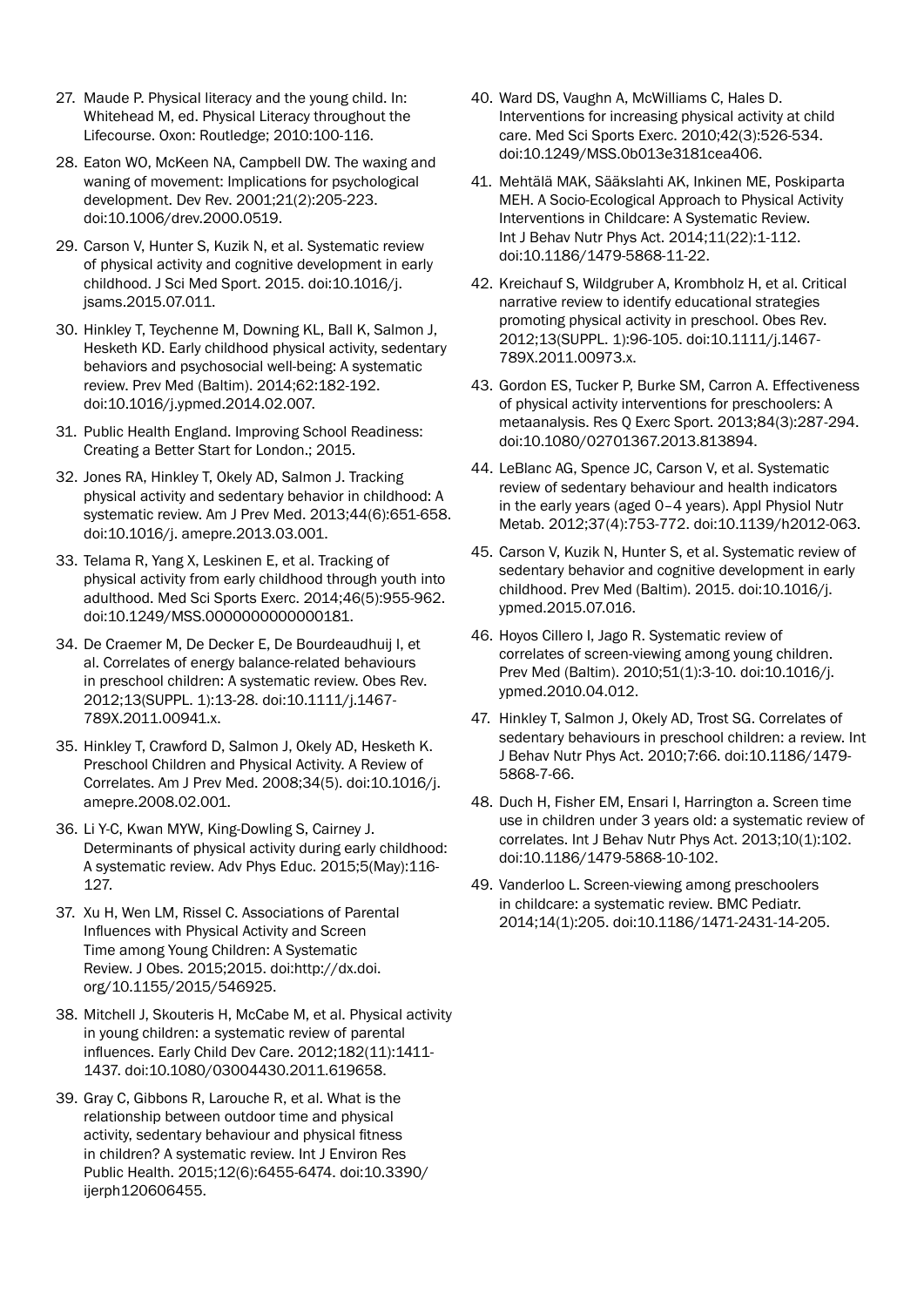27. Maude P. Physical literacy and the young child. In: Whitehead M, ed. Physical Literacy throughout the Lifecourse. Oxon: Routledge; 2010:100-116.
28. Eaton WO, McKeen NA, Campbell DW. The waxing and waning of movement: Implications for psychological development. Dev Rev. 2001;21(2):205-223. doi:10.1006/drev.2000.0519.
29. Carson V, Hunter S, Kuzik N, et al. Systematic review of physical activity and cognitive development in early childhood. J Sci Med Sport. 2015. doi:10.1016/j.jsams.2015.07.011.
30. Hinkley T, Teychenne M, Downing KL, Ball K, Salmon J, Hesketh KD. Early childhood physical activity, sedentary behaviors and psychosocial well-being: A systematic review. Prev Med (Baltim). 2014;62:182-192. doi:10.1016/j.ypmed.2014.02.007.
31. Public Health England. Improving School Readiness: Creating a Better Start for London.; 2015.
32. Jones RA, Hinkley T, Okely AD, Salmon J. Tracking physical activity and sedentary behavior in childhood: A systematic review. Am J Prev Med. 2013;44(6):651-658. doi:10.1016/j. amepre.2013.03.001.
33. Telama R, Yang X, Leskinen E, et al. Tracking of physical activity from early childhood through youth into adulthood. Med Sci Sports Exerc. 2014;46(5):955-962. doi:10.1249/MSS.0000000000000181.
34. De Craemer M, De Decker E, De Bourdeaudhuij I, et al. Correlates of energy balance-related behaviours in preschool children: A systematic review. Obes Rev. 2012;13(SUPPL. 1):13-28. doi:10.1111/j.1467-789X.2011.00941.x.
35. Hinkley T, Crawford D, Salmon J, Okely AD, Hesketh K. Preschool Children and Physical Activity. A Review of Correlates. Am J Prev Med. 2008;34(5). doi:10.1016/j.amepre.2008.02.001.
36. Li Y-C, Kwan MYW, King-Dowling S, Cairney J. Determinants of physical activity during early childhood: A systematic review. Adv Phys Educ. 2015;5(May):116-127.
37. Xu H, Wen LM, Rissel C. Associations of Parental Influences with Physical Activity and Screen Time among Young Children: A Systematic Review. J Obes. 2015;2015. doi:http://dx.doi.org/10.1155/2015/546925.
38. Mitchell J, Skouteris H, McCabe M, et al. Physical activity in young children: a systematic review of parental influences. Early Child Dev Care. 2012;182(11):1411-1437. doi:10.1080/03004430.2011.619658.
39. Gray C, Gibbons R, Larouche R, et al. What is the relationship between outdoor time and physical activity, sedentary behaviour and physical fitness in children? A systematic review. Int J Environ Res Public Health. 2015;12(6):6455-6474. doi:10.3390/ijerph120606455.
40. Ward DS, Vaughn A, McWilliams C, Hales D. Interventions for increasing physical activity at child care. Med Sci Sports Exerc. 2010;42(3):526-534. doi:10.1249/MSS.0b013e3181cea406.
41. Mehtälä MAK, Sääkslahti AK, Inkinen ME, Poskiparta MEH. A Socio-Ecological Approach to Physical Activity Interventions in Childcare: A Systematic Review. Int J Behav Nutr Phys Act. 2014;11(22):1-112. doi:10.1186/1479-5868-11-22.
42. Kreichauf S, Wildgruber A, Krombholz H, et al. Critical narrative review to identify educational strategies promoting physical activity in preschool. Obes Rev. 2012;13(SUPPL. 1):96-105. doi:10.1111/j.1467-789X.2011.00973.x.
43. Gordon ES, Tucker P, Burke SM, Carron A. Effectiveness of physical activity interventions for preschoolers: A metaanalysis. Res Q Exerc Sport. 2013;84(3):287-294. doi:10.1080/02701367.2013.813894.
44. LeBlanc AG, Spence JC, Carson V, et al. Systematic review of sedentary behaviour and health indicators in the early years (aged 0–4 years). Appl Physiol Nutr Metab. 2012;37(4):753-772. doi:10.1139/h2012-063.
45. Carson V, Kuzik N, Hunter S, et al. Systematic review of sedentary behavior and cognitive development in early childhood. Prev Med (Baltim). 2015. doi:10.1016/j.ypmed.2015.07.016.
46. Hoyos Cillero I, Jago R. Systematic review of correlates of screen-viewing among young children. Prev Med (Baltim). 2010;51(1):3-10. doi:10.1016/j.ypmed.2010.04.012.
47. Hinkley T, Salmon J, Okely AD, Trost SG. Correlates of sedentary behaviours in preschool children: a review. Int J Behav Nutr Phys Act. 2010;7:66. doi:10.1186/1479-5868-7-66.
48. Duch H, Fisher EM, Ensari I, Harrington a. Screen time use in children under 3 years old: a systematic review of correlates. Int J Behav Nutr Phys Act. 2013;10(1):102. doi:10.1186/1479-5868-10-102.
49. Vanderloo L. Screen-viewing among preschoolers in childcare: a systematic review. BMC Pediatr. 2014;14(1):205. doi:10.1186/1471-2431-14-205.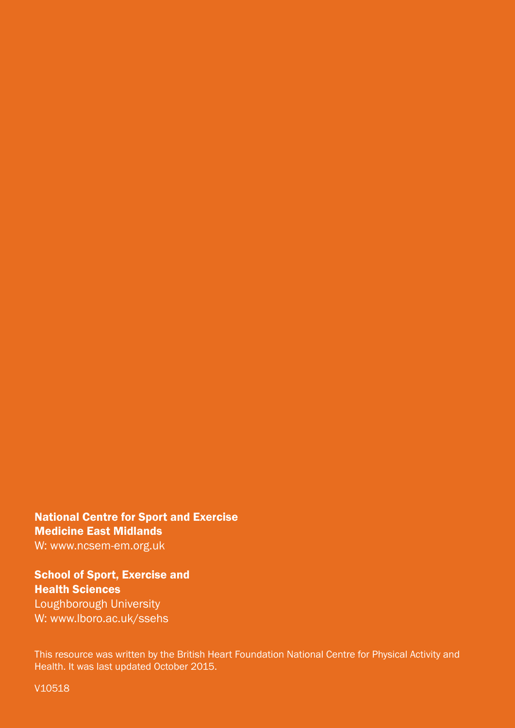**National Centre for Sport and Exercise Medicine East Midlands**
W: www.ncsem-em.org.uk

**School of Sport, Exercise and Health Sciences**
Loughborough University
W: www.lboro.ac.uk/ssehs

This resource was written by the British Heart Foundation National Centre for Physical Activity and Health. It was last updated October 2015.

V10518